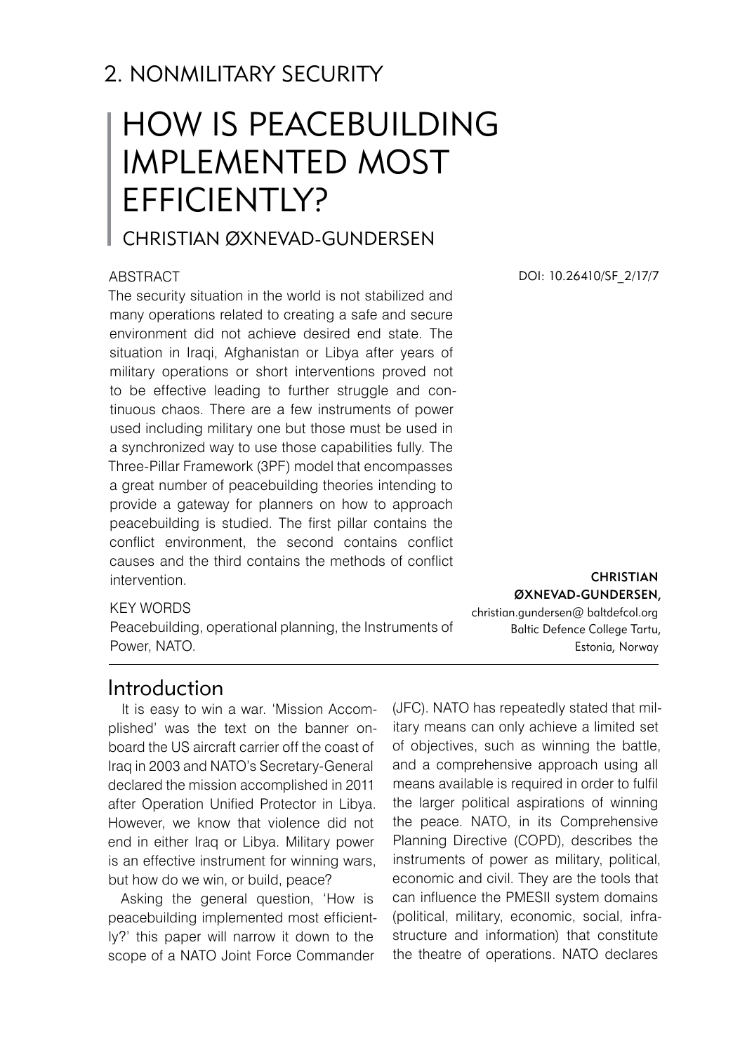## 2. NONMILITARY SECURITY

# HOW IS PEACEBUILDING IMPLEMENTED MOST EFFICIENTLY?

CHRISTIAN ØXNEVAD-GUNDERSEN

DOI: 10.26410/SF_2/17/7

ABSTRACT

The security situation in the world is not stabilized and many operations related to creating a safe and secure environment did not achieve desired end state. The situation in Iraqi, Afghanistan or Libya after years of military operations or short interventions proved not to be effective leading to further struggle and continuous chaos. There are a few instruments of power used including military one but those must be used in a synchronized way to use those capabilities fully. The Three-Pillar Framework (3PF) model that encompasses a great number of peacebuilding theories intending to provide a gateway for planners on how to approach peacebuilding is studied. The first pillar contains the conflict environment, the second contains conflict causes and the third contains the methods of conflict intervention.

KEY WORDS

Peacebuilding, operational planning, the Instruments of Power, NATO.

**CHRISTIAN ØXNEVAD-GUNDERSEN,**
christian.gundersen@ baltdefcol.org
Baltic Defence College Tartu, Estonia, Norway

## Introduction

It is easy to win a war. 'Mission Accomplished' was the text on the banner onboard the US aircraft carrier off the coast of Iraq in 2003 and NATO's Secretary-General declared the mission accomplished in 2011 after Operation Unified Protector in Libya. However, we know that violence did not end in either Iraq or Libya. Military power is an effective instrument for winning wars, but how do we win, or build, peace?

Asking the general question, 'How is peacebuilding implemented most efficiently?' this paper will narrow it down to the scope of a NATO Joint Force Commander (JFC). NATO has repeatedly stated that military means can only achieve a limited set of objectives, such as winning the battle, and a comprehensive approach using all means available is required in order to fulfil the larger political aspirations of winning the peace. NATO, in its Comprehensive Planning Directive (COPD), describes the instruments of power as military, political, economic and civil. They are the tools that can influence the PMESII system domains (political, military, economic, social, infrastructure and information) that constitute the theatre of operations. NATO declares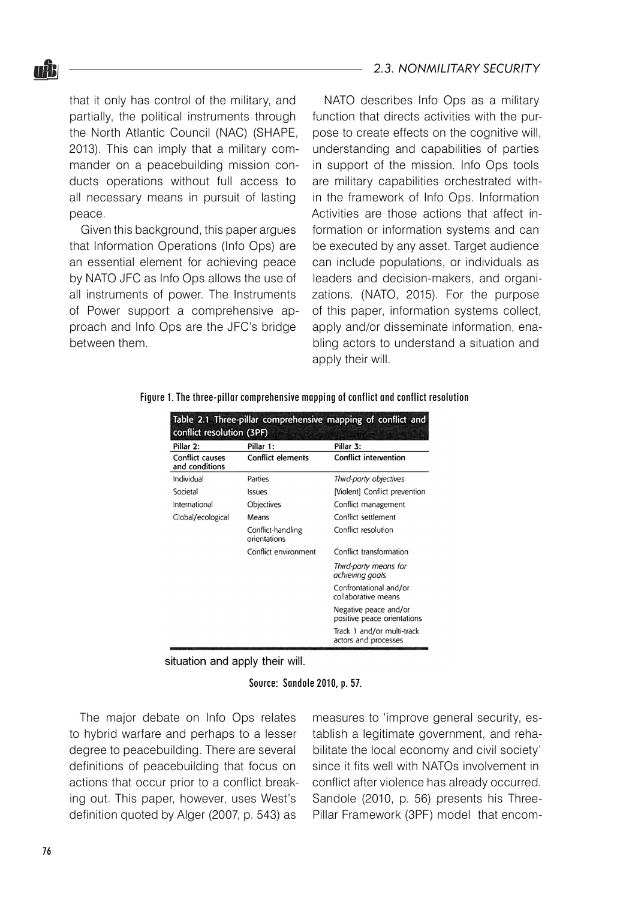that it only has control of the military, and partially, the political instruments through the North Atlantic Council (NAC) (SHAPE, 2013). This can imply that a military commander on a peacebuilding mission conducts operations without full access to all necessary means in pursuit of lasting peace.

Given this background, this paper argues that Information Operations (Info Ops) are an essential element for achieving peace by NATO JFC as Info Ops allows the use of all instruments of power. The Instruments of Power support a comprehensive approach and Info Ops are the JFC's bridge between them.

NATO describes Info Ops as a military function that directs activities with the purpose to create effects on the cognitive will, understanding and capabilities of parties in support of the mission. Info Ops tools are military capabilities orchestrated within the framework of Info Ops. Information Activities are those actions that affect information or information systems and can be executed by any asset. Target audience can include populations, or individuals as leaders and decision-makers, and organizations. (NATO, 2015). For the purpose of this paper, information systems collect, apply and/or disseminate information, enabling actors to understand a situation and apply their will.

**Figure 1. The three-pillar comprehensive mapping of conflict and conflict resolution**

Table 2.1 Three-pillar comprehensive mapping of conflict and conflict resolution (3PF)

| Pillar 2: Conflict causes and conditions | Pillar 1: Conflict elements | Pillar 3: Conflict intervention |
|---|---|---|
| Individual | Parties | *Third-party objectives* |
| Societal | Issues | [Violent] Conflict prevention |
| International | Objectives | Conflict management |
| Global/ecological | Means | Conflict settlement |
| | Conflict-handling orientations | Conflict resolution |
| | Conflict environment | Conflict transformation |
| | | *Third-party means for achieving goals* |
| | | Confrontational and/or collaborative means |
| | | Negative peace and/or positive peace orientations |
| | | Track 1 and/or multi-track actors and processes |

situation and apply their will.

Source: Sandole 2010, p. 57.

The major debate on Info Ops relates to hybrid warfare and perhaps to a lesser degree to peacebuilding. There are several definitions of peacebuilding that focus on actions that occur prior to a conflict breaking out. This paper, however, uses West's definition quoted by Alger (2007, p. 543) as measures to 'improve general security, establish a legitimate government, and rehabilitate the local economy and civil society' since it fits well with NATOs involvement in conflict after violence has already occurred. Sandole (2010, p. 56) presents his Three-Pillar Framework (3PF) model that encom-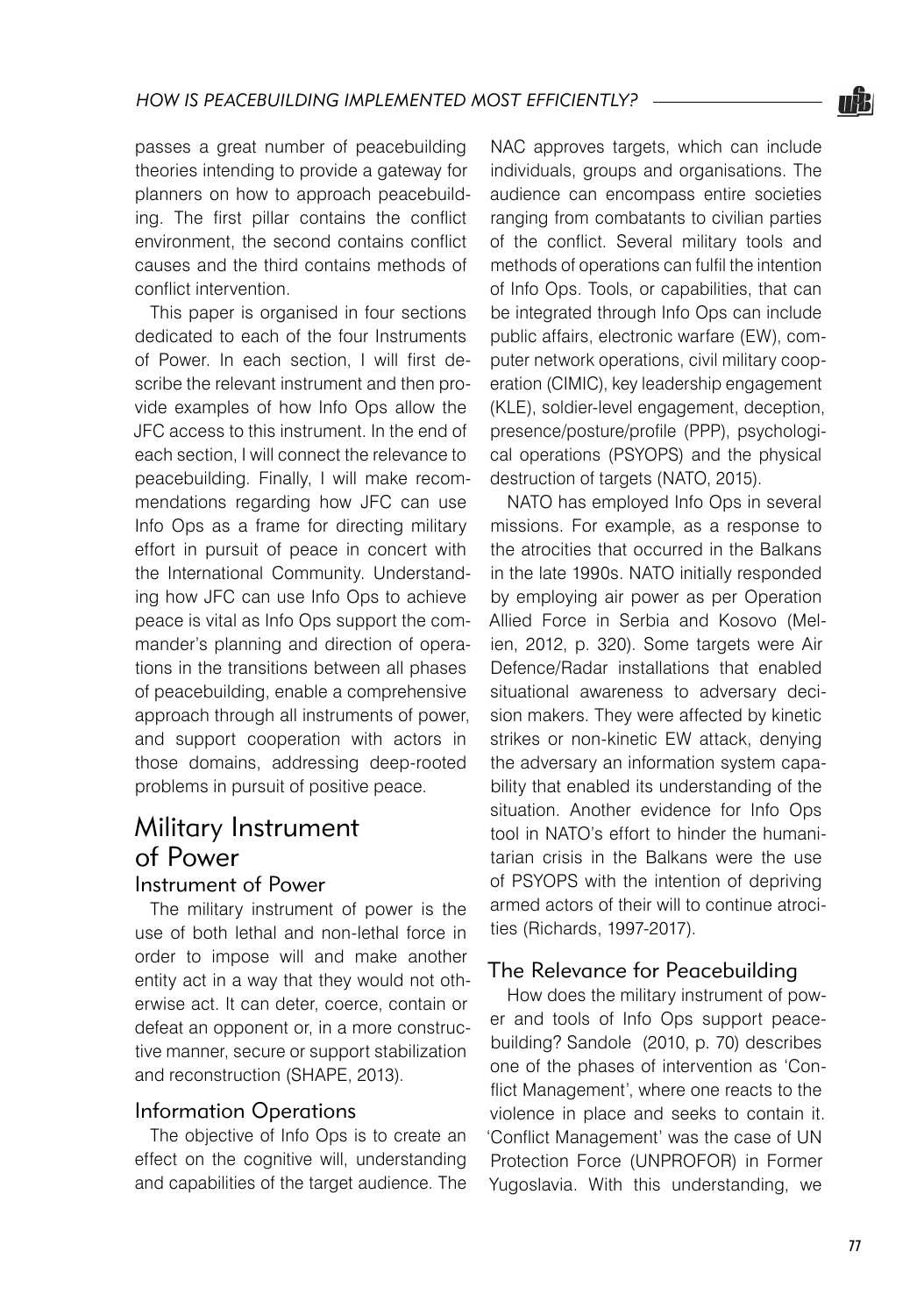passes a great number of peacebuilding theories intending to provide a gateway for planners on how to approach peacebuilding. The first pillar contains the conflict environment, the second contains conflict causes and the third contains methods of conflict intervention.

This paper is organised in four sections dedicated to each of the four Instruments of Power. In each section, I will first describe the relevant instrument and then provide examples of how Info Ops allow the JFC access to this instrument. In the end of each section, I will connect the relevance to peacebuilding. Finally, I will make recommendations regarding how JFC can use Info Ops as a frame for directing military effort in pursuit of peace in concert with the International Community. Understanding how JFC can use Info Ops to achieve peace is vital as Info Ops support the commander's planning and direction of operations in the transitions between all phases of peacebuilding, enable a comprehensive approach through all instruments of power, and support cooperation with actors in those domains, addressing deep-rooted problems in pursuit of positive peace.

## Military Instrument of Power

### Instrument of Power

The military instrument of power is the use of both lethal and non-lethal force in order to impose will and make another entity act in a way that they would not otherwise act. It can deter, coerce, contain or defeat an opponent or, in a more constructive manner, secure or support stabilization and reconstruction (SHAPE, 2013).

### Information Operations

The objective of Info Ops is to create an effect on the cognitive will, understanding and capabilities of the target audience. The NAC approves targets, which can include individuals, groups and organisations. The audience can encompass entire societies ranging from combatants to civilian parties of the conflict. Several military tools and methods of operations can fulfil the intention of Info Ops. Tools, or capabilities, that can be integrated through Info Ops can include public affairs, electronic warfare (EW), computer network operations, civil military cooperation (CIMIC), key leadership engagement (KLE), soldier-level engagement, deception, presence/posture/profile (PPP), psychological operations (PSYOPS) and the physical destruction of targets (NATO, 2015).

NATO has employed Info Ops in several missions. For example, as a response to the atrocities that occurred in the Balkans in the late 1990s. NATO initially responded by employing air power as per Operation Allied Force in Serbia and Kosovo (Melien, 2012, p. 320). Some targets were Air Defence/Radar installations that enabled situational awareness to adversary decision makers. They were affected by kinetic strikes or non-kinetic EW attack, denying the adversary an information system capability that enabled its understanding of the situation. Another evidence for Info Ops tool in NATO's effort to hinder the humanitarian crisis in the Balkans were the use of PSYOPS with the intention of depriving armed actors of their will to continue atrocities (Richards, 1997-2017).

### The Relevance for Peacebuilding

How does the military instrument of power and tools of Info Ops support peacebuilding? Sandole (2010, p. 70) describes one of the phases of intervention as 'Conflict Management', where one reacts to the violence in place and seeks to contain it. 'Conflict Management' was the case of UN Protection Force (UNPROFOR) in Former Yugoslavia. With this understanding, we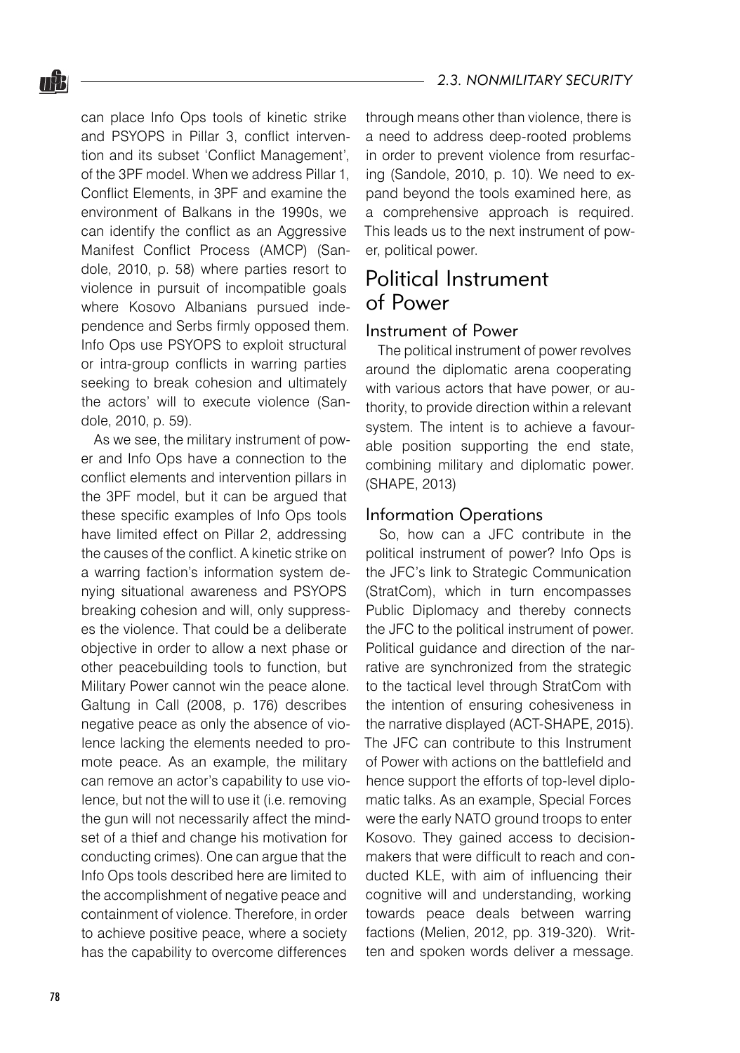can place Info Ops tools of kinetic strike and PSYOPS in Pillar 3, conflict intervention and its subset 'Conflict Management', of the 3PF model. When we address Pillar 1, Conflict Elements, in 3PF and examine the environment of Balkans in the 1990s, we can identify the conflict as an Aggressive Manifest Conflict Process (AMCP) (Sandole, 2010, p. 58) where parties resort to violence in pursuit of incompatible goals where Kosovo Albanians pursued independence and Serbs firmly opposed them. Info Ops use PSYOPS to exploit structural or intra-group conflicts in warring parties seeking to break cohesion and ultimately the actors' will to execute violence (Sandole, 2010, p. 59).

As we see, the military instrument of power and Info Ops have a connection to the conflict elements and intervention pillars in the 3PF model, but it can be argued that these specific examples of Info Ops tools have limited effect on Pillar 2, addressing the causes of the conflict. A kinetic strike on a warring faction's information system denying situational awareness and PSYOPS breaking cohesion and will, only suppresses the violence. That could be a deliberate objective in order to allow a next phase or other peacebuilding tools to function, but Military Power cannot win the peace alone. Galtung in Call (2008, p. 176) describes negative peace as only the absence of violence lacking the elements needed to promote peace. As an example, the military can remove an actor's capability to use violence, but not the will to use it (i.e. removing the gun will not necessarily affect the mindset of a thief and change his motivation for conducting crimes). One can argue that the Info Ops tools described here are limited to the accomplishment of negative peace and containment of violence. Therefore, in order to achieve positive peace, where a society has the capability to overcome differences through means other than violence, there is a need to address deep-rooted problems in order to prevent violence from resurfacing (Sandole, 2010, p. 10). We need to expand beyond the tools examined here, as a comprehensive approach is required. This leads us to the next instrument of power, political power.

## Political Instrument of Power

### Instrument of Power

The political instrument of power revolves around the diplomatic arena cooperating with various actors that have power, or authority, to provide direction within a relevant system. The intent is to achieve a favourable position supporting the end state, combining military and diplomatic power. (SHAPE, 2013)

### Information Operations

So, how can a JFC contribute in the political instrument of power? Info Ops is the JFC's link to Strategic Communication (StratCom), which in turn encompasses Public Diplomacy and thereby connects the JFC to the political instrument of power. Political guidance and direction of the narrative are synchronized from the strategic to the tactical level through StratCom with the intention of ensuring cohesiveness in the narrative displayed (ACT-SHAPE, 2015). The JFC can contribute to this Instrument of Power with actions on the battlefield and hence support the efforts of top-level diplomatic talks. As an example, Special Forces were the early NATO ground troops to enter Kosovo. They gained access to decision-makers that were difficult to reach and conducted KLE, with aim of influencing their cognitive will and understanding, working towards peace deals between warring factions (Melien, 2012, pp. 319-320). Written and spoken words deliver a message.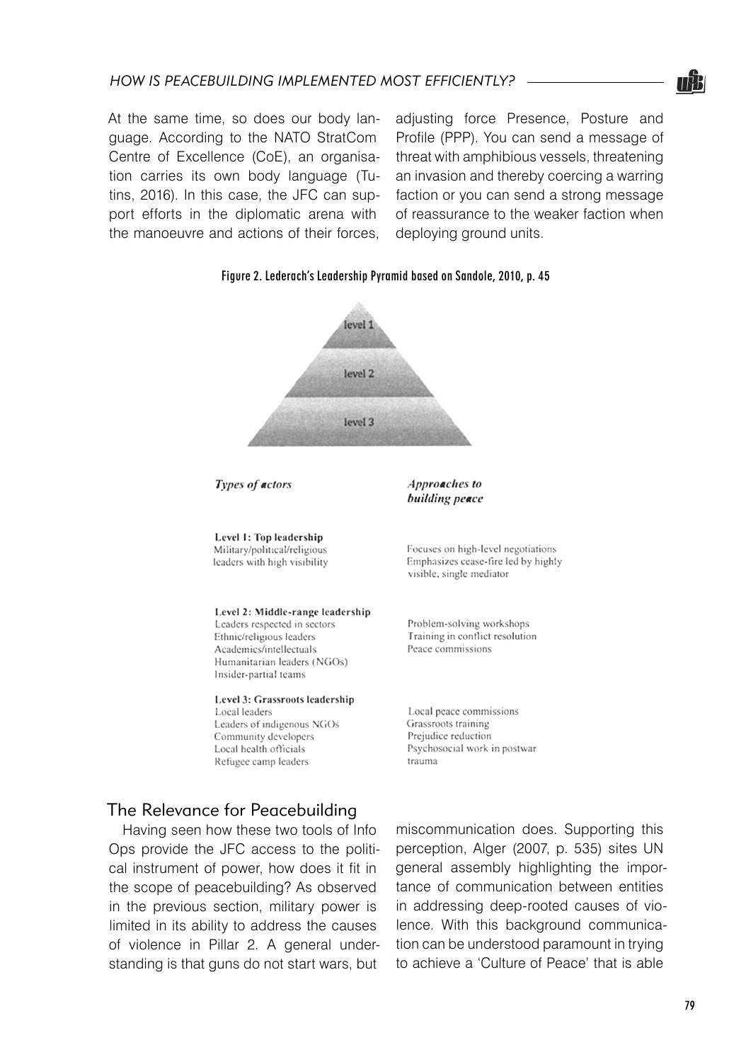At the same time, so does our body language. According to the NATO StratCom Centre of Excellence (CoE), an organisation carries its own body language (Tutins, 2016). In this case, the JFC can support efforts in the diplomatic arena with the manoeuvre and actions of their forces, adjusting force Presence, Posture and Profile (PPP). You can send a message of threat with amphibious vessels, threatening an invasion and thereby coercing a warring faction or you can send a strong message of reassurance to the weaker faction when deploying ground units.

Figure 2. Lederach's Leadership Pyramid based on Sandole, 2010, p. 45

level 1

level 2

level 3

| *Types of actors* | *Approaches to building peace* |
| --- | --- |
| **Level 1: Top leadership**<br>Military/political/religious leaders with high visibility | Focuses on high-level negotiations<br>Emphasizes cease-fire led by highly visible, single mediator |
| **Level 2: Middle-range leadership**<br>Leaders respected in sectors<br>Ethnic/religious leaders<br>Academics/intellectuals<br>Humanitarian leaders (NGOs)<br>Insider-partial teams | Problem-solving workshops<br>Training in conflict resolution<br>Peace commissions |
| **Level 3: Grassroots leadership**<br>Local leaders<br>Leaders of indigenous NGOs<br>Community developers<br>Local health officials<br>Refugee camp leaders | Local peace commissions<br>Grassroots training<br>Prejudice reduction<br>Psychosocial work in postwar trauma |

## The Relevance for Peacebuilding

Having seen how these two tools of Info Ops provide the JFC access to the political instrument of power, how does it fit in the scope of peacebuilding? As observed in the previous section, military power is limited in its ability to address the causes of violence in Pillar 2. A general understanding is that guns do not start wars, but miscommunication does. Supporting this perception, Alger (2007, p. 535) sites UN general assembly highlighting the importance of communication between entities in addressing deep-rooted causes of violence. With this background communication can be understood paramount in trying to achieve a 'Culture of Peace' that is able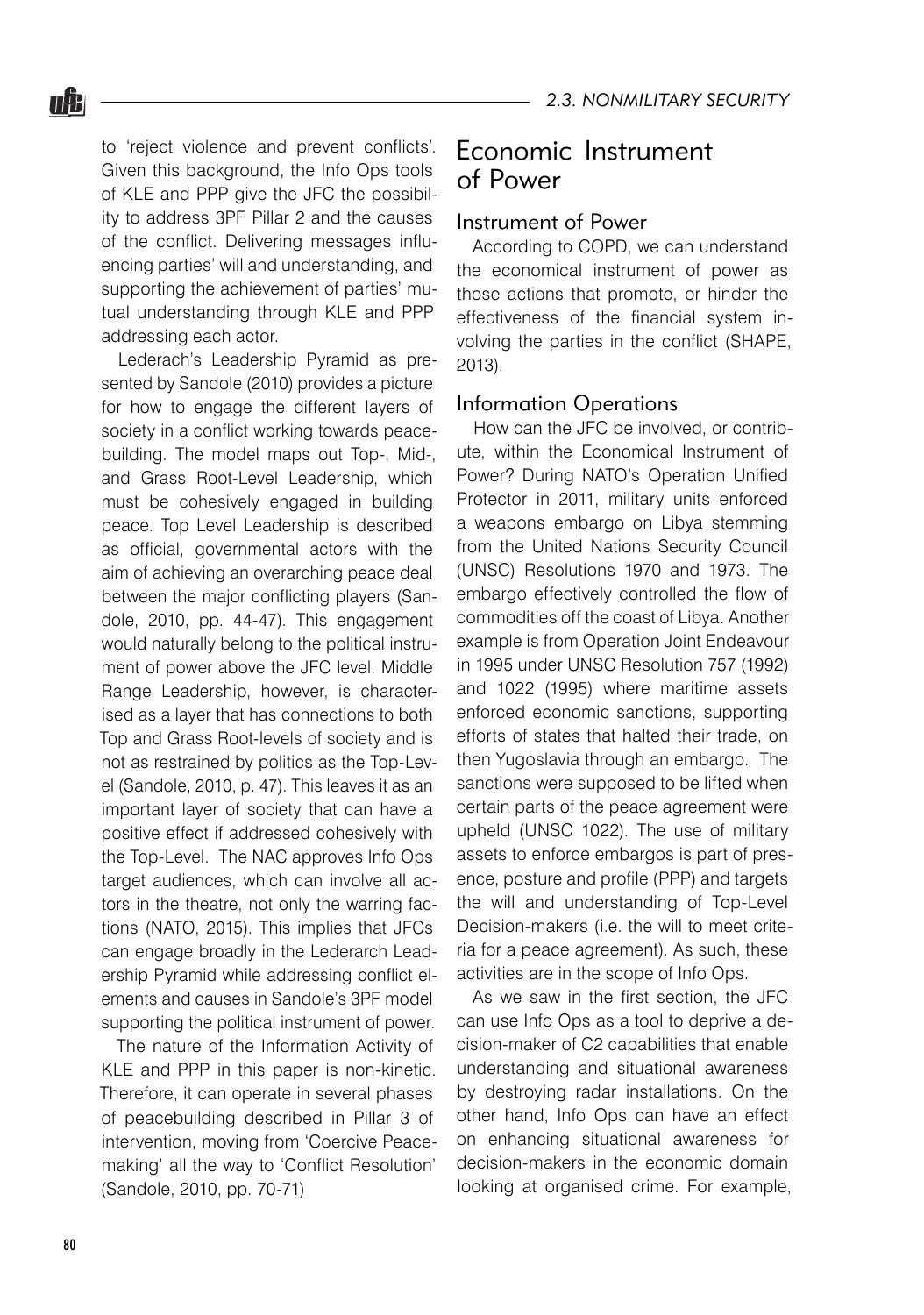to 'reject violence and prevent conflicts'. Given this background, the Info Ops tools of KLE and PPP give the JFC the possibility to address 3PF Pillar 2 and the causes of the conflict. Delivering messages influencing parties' will and understanding, and supporting the achievement of parties' mutual understanding through KLE and PPP addressing each actor.

Lederach's Leadership Pyramid as presented by Sandole (2010) provides a picture for how to engage the different layers of society in a conflict working towards peacebuilding. The model maps out Top-, Mid-, and Grass Root-Level Leadership, which must be cohesively engaged in building peace. Top Level Leadership is described as official, governmental actors with the aim of achieving an overarching peace deal between the major conflicting players (Sandole, 2010, pp. 44-47). This engagement would naturally belong to the political instrument of power above the JFC level. Middle Range Leadership, however, is characterised as a layer that has connections to both Top and Grass Root-levels of society and is not as restrained by politics as the Top-Level (Sandole, 2010, p. 47). This leaves it as an important layer of society that can have a positive effect if addressed cohesively with the Top-Level. The NAC approves Info Ops target audiences, which can involve all actors in the theatre, not only the warring factions (NATO, 2015). This implies that JFCs can engage broadly in the Lederarch Leadership Pyramid while addressing conflict elements and causes in Sandole's 3PF model supporting the political instrument of power.

The nature of the Information Activity of KLE and PPP in this paper is non-kinetic. Therefore, it can operate in several phases of peacebuilding described in Pillar 3 of intervention, moving from 'Coercive Peacemaking' all the way to 'Conflict Resolution' (Sandole, 2010, pp. 70-71)

## Economic Instrument of Power

### Instrument of Power

According to COPD, we can understand the economical instrument of power as those actions that promote, or hinder the effectiveness of the financial system involving the parties in the conflict (SHAPE, 2013).

### Information Operations

How can the JFC be involved, or contribute, within the Economical Instrument of Power? During NATO's Operation Unified Protector in 2011, military units enforced a weapons embargo on Libya stemming from the United Nations Security Council (UNSC) Resolutions 1970 and 1973. The embargo effectively controlled the flow of commodities off the coast of Libya. Another example is from Operation Joint Endeavour in 1995 under UNSC Resolution 757 (1992) and 1022 (1995) where maritime assets enforced economic sanctions, supporting efforts of states that halted their trade, on then Yugoslavia through an embargo. The sanctions were supposed to be lifted when certain parts of the peace agreement were upheld (UNSC 1022). The use of military assets to enforce embargos is part of presence, posture and profile (PPP) and targets the will and understanding of Top-Level Decision-makers (i.e. the will to meet criteria for a peace agreement). As such, these activities are in the scope of Info Ops.

As we saw in the first section, the JFC can use Info Ops as a tool to deprive a decision-maker of C2 capabilities that enable understanding and situational awareness by destroying radar installations. On the other hand, Info Ops can have an effect on enhancing situational awareness for decision-makers in the economic domain looking at organised crime. For example,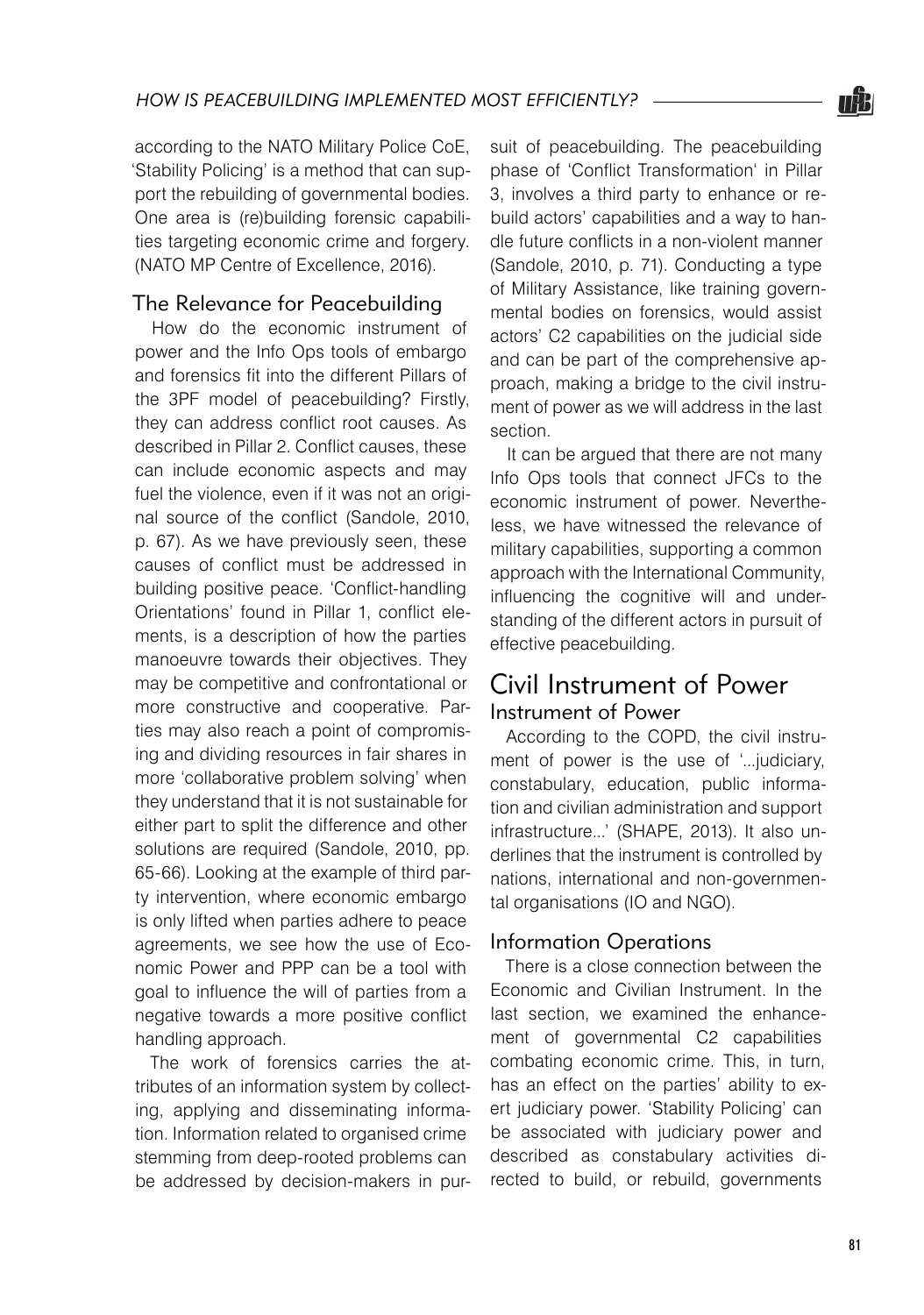according to the NATO Military Police CoE, 'Stability Policing' is a method that can support the rebuilding of governmental bodies. One area is (re)building forensic capabilities targeting economic crime and forgery. (NATO MP Centre of Excellence, 2016).

### The Relevance for Peacebuilding

How do the economic instrument of power and the Info Ops tools of embargo and forensics fit into the different Pillars of the 3PF model of peacebuilding? Firstly, they can address conflict root causes. As described in Pillar 2. Conflict causes, these can include economic aspects and may fuel the violence, even if it was not an original source of the conflict (Sandole, 2010, p. 67). As we have previously seen, these causes of conflict must be addressed in building positive peace. 'Conflict-handling Orientations' found in Pillar 1, conflict elements, is a description of how the parties manoeuvre towards their objectives. They may be competitive and confrontational or more constructive and cooperative. Parties may also reach a point of compromising and dividing resources in fair shares in more 'collaborative problem solving' when they understand that it is not sustainable for either part to split the difference and other solutions are required (Sandole, 2010, pp. 65-66). Looking at the example of third party intervention, where economic embargo is only lifted when parties adhere to peace agreements, we see how the use of Economic Power and PPP can be a tool with goal to influence the will of parties from a negative towards a more positive conflict handling approach.

The work of forensics carries the attributes of an information system by collecting, applying and disseminating information. Information related to organised crime stemming from deep-rooted problems can be addressed by decision-makers in pursuit of peacebuilding. The peacebuilding phase of 'Conflict Transformation' in Pillar 3, involves a third party to enhance or rebuild actors' capabilities and a way to handle future conflicts in a non-violent manner (Sandole, 2010, p. 71). Conducting a type of Military Assistance, like training governmental bodies on forensics, would assist actors' C2 capabilities on the judicial side and can be part of the comprehensive approach, making a bridge to the civil instrument of power as we will address in the last section.

It can be argued that there are not many Info Ops tools that connect JFCs to the economic instrument of power. Nevertheless, we have witnessed the relevance of military capabilities, supporting a common approach with the International Community, influencing the cognitive will and understanding of the different actors in pursuit of effective peacebuilding.

## Civil Instrument of Power

### Instrument of Power

According to the COPD, the civil instrument of power is the use of '...judiciary, constabulary, education, public information and civilian administration and support infrastructure...' (SHAPE, 2013). It also underlines that the instrument is controlled by nations, international and non-governmental organisations (IO and NGO).

### Information Operations

There is a close connection between the Economic and Civilian Instrument. In the last section, we examined the enhancement of governmental C2 capabilities combating economic crime. This, in turn, has an effect on the parties' ability to exert judiciary power. 'Stability Policing' can be associated with judiciary power and described as constabulary activities directed to build, or rebuild, governments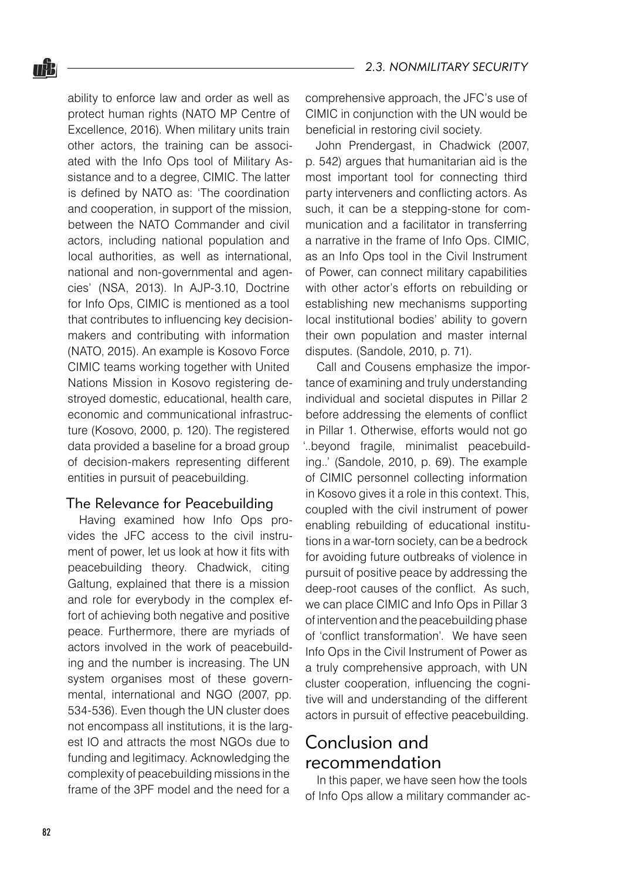ability to enforce law and order as well as protect human rights (NATO MP Centre of Excellence, 2016). When military units train other actors, the training can be associated with the Info Ops tool of Military Assistance and to a degree, CIMIC. The latter is defined by NATO as: 'The coordination and cooperation, in support of the mission, between the NATO Commander and civil actors, including national population and local authorities, as well as international, national and non-governmental and agencies' (NSA, 2013). In AJP-3.10, Doctrine for Info Ops, CIMIC is mentioned as a tool that contributes to influencing key decision-makers and contributing with information (NATO, 2015). An example is Kosovo Force CIMIC teams working together with United Nations Mission in Kosovo registering destroyed domestic, educational, health care, economic and communicational infrastructure (Kosovo, 2000, p. 120). The registered data provided a baseline for a broad group of decision-makers representing different entities in pursuit of peacebuilding.

### The Relevance for Peacebuilding

Having examined how Info Ops provides the JFC access to the civil instrument of power, let us look at how it fits with peacebuilding theory. Chadwick, citing Galtung, explained that there is a mission and role for everybody in the complex effort of achieving both negative and positive peace. Furthermore, there are myriads of actors involved in the work of peacebuilding and the number is increasing. The UN system organises most of these governmental, international and NGO (2007, pp. 534-536). Even though the UN cluster does not encompass all institutions, it is the largest IO and attracts the most NGOs due to funding and legitimacy. Acknowledging the complexity of peacebuilding missions in the frame of the 3PF model and the need for a comprehensive approach, the JFC's use of CIMIC in conjunction with the UN would be beneficial in restoring civil society.

John Prendergast, in Chadwick (2007, p. 542) argues that humanitarian aid is the most important tool for connecting third party interveners and conflicting actors. As such, it can be a stepping-stone for communication and a facilitator in transferring a narrative in the frame of Info Ops. CIMIC, as an Info Ops tool in the Civil Instrument of Power, can connect military capabilities with other actor's efforts on rebuilding or establishing new mechanisms supporting local institutional bodies' ability to govern their own population and master internal disputes. (Sandole, 2010, p. 71).

Call and Cousens emphasize the importance of examining and truly understanding individual and societal disputes in Pillar 2 before addressing the elements of conflict in Pillar 1. Otherwise, efforts would not go '..beyond fragile, minimalist peacebuilding..' (Sandole, 2010, p. 69). The example of CIMIC personnel collecting information in Kosovo gives it a role in this context. This, coupled with the civil instrument of power enabling rebuilding of educational institutions in a war-torn society, can be a bedrock for avoiding future outbreaks of violence in pursuit of positive peace by addressing the deep-root causes of the conflict. As such, we can place CIMIC and Info Ops in Pillar 3 of intervention and the peacebuilding phase of 'conflict transformation'. We have seen Info Ops in the Civil Instrument of Power as a truly comprehensive approach, with UN cluster cooperation, influencing the cognitive will and understanding of the different actors in pursuit of effective peacebuilding.

## Conclusion and recommendation

In this paper, we have seen how the tools of Info Ops allow a military commander ac-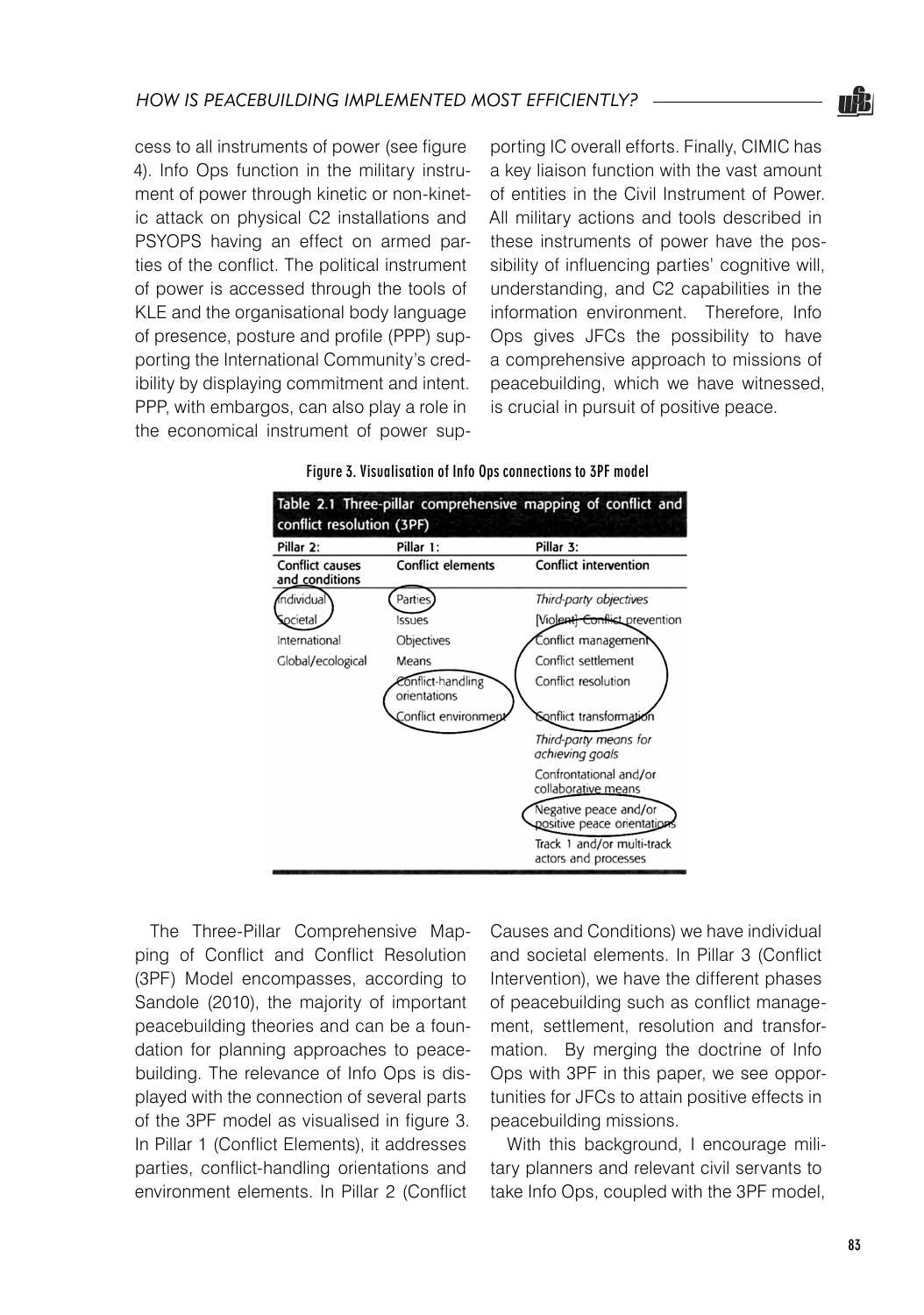cess to all instruments of power (see figure 4). Info Ops function in the military instrument of power through kinetic or non-kinetic attack on physical C2 installations and PSYOPS having an effect on armed parties of the conflict. The political instrument of power is accessed through the tools of KLE and the organisational body language of presence, posture and profile (PPP) supporting the International Community's credibility by displaying commitment and intent. PPP, with embargos, can also play a role in the economical instrument of power supporting IC overall efforts. Finally, CIMIC has a key liaison function with the vast amount of entities in the Civil Instrument of Power. All military actions and tools described in these instruments of power have the possibility of influencing parties' cognitive will, understanding, and C2 capabilities in the information environment. Therefore, Info Ops gives JFCs the possibility to have a comprehensive approach to missions of peacebuilding, which we have witnessed, is crucial in pursuit of positive peace.

**Figure 3. Visualisation of Info Ops connections to 3PF model**

**Table 2.1 Three-pillar comprehensive mapping of conflict and conflict resolution (3PF)**

| Pillar 2: Conflict causes and conditions | Pillar 1: Conflict elements | Pillar 3: Conflict intervention |
|---|---|---|
| Individual | Parties | *Third-party objectives* |
| Societal | Issues | [Violent] Conflict prevention |
| International | Objectives | Conflict management |
| Global/ecological | Means | Conflict settlement |
| | Conflict-handling orientations | Conflict resolution |
| | Conflict environment | Conflict transformation |
| | | *Third-party means for achieving goals* |
| | | Confrontational and/or collaborative means |
| | | Negative peace and/or positive peace orientations |
| | | Track 1 and/or multi-track actors and processes |

The Three-Pillar Comprehensive Mapping of Conflict and Conflict Resolution (3PF) Model encompasses, according to Sandole (2010), the majority of important peacebuilding theories and can be a foundation for planning approaches to peacebuilding. The relevance of Info Ops is displayed with the connection of several parts of the 3PF model as visualised in figure 3. In Pillar 1 (Conflict Elements), it addresses parties, conflict-handling orientations and environment elements. In Pillar 2 (Conflict Causes and Conditions) we have individual and societal elements. In Pillar 3 (Conflict Intervention), we have the different phases of peacebuilding such as conflict management, settlement, resolution and transformation. By merging the doctrine of Info Ops with 3PF in this paper, we see opportunities for JFCs to attain positive effects in peacebuilding missions.

With this background, I encourage military planners and relevant civil servants to take Info Ops, coupled with the 3PF model,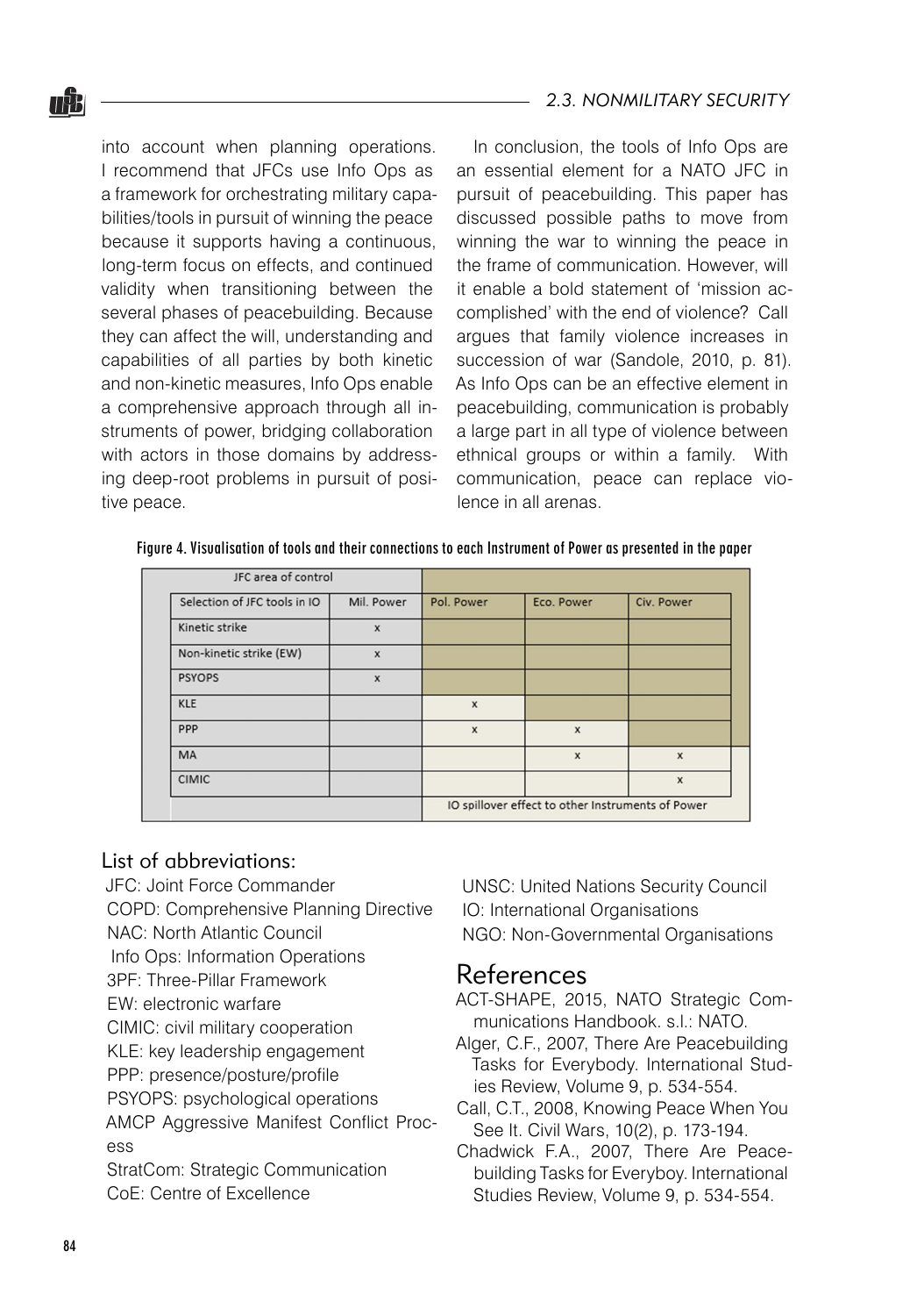into account when planning operations. I recommend that JFCs use Info Ops as a framework for orchestrating military capabilities/tools in pursuit of winning the peace because it supports having a continuous, long-term focus on effects, and continued validity when transitioning between the several phases of peacebuilding. Because they can affect the will, understanding and capabilities of all parties by both kinetic and non-kinetic measures, Info Ops enable a comprehensive approach through all instruments of power, bridging collaboration with actors in those domains by addressing deep-root problems in pursuit of positive peace.

In conclusion, the tools of Info Ops are an essential element for a NATO JFC in pursuit of peacebuilding. This paper has discussed possible paths to move from winning the war to winning the peace in the frame of communication. However, will it enable a bold statement of 'mission accomplished' with the end of violence? Call argues that family violence increases in succession of war (Sandole, 2010, p. 81). As Info Ops can be an effective element in peacebuilding, communication is probably a large part in all type of violence between ethnical groups or within a family. With communication, peace can replace violence in all arenas.

**Figure 4. Visualisation of tools and their connections to each Instrument of Power as presented in the paper**

| JFC area of control | | | | |
|---|---|---|---|---|
| Selection of JFC tools in IO | Mil. Power | Pol. Power | Eco. Power | Civ. Power |
| Kinetic strike | x | | | |
| Non-kinetic strike (EW) | x | | | |
| PSYOPS | x | | | |
| KLE | | x | | |
| PPP | | x | x | |
| MA | | | x | x |
| CIMIC | | | | x |
| | | IO spillover effect to other Instruments of Power | | |

## List of abbreviations:

JFC: Joint Force Commander
COPD: Comprehensive Planning Directive
NAC: North Atlantic Council
Info Ops: Information Operations
3PF: Three-Pillar Framework
EW: electronic warfare
CIMIC: civil military cooperation
KLE: key leadership engagement
PPP: presence/posture/profile
PSYOPS: psychological operations
AMCP Aggressive Manifest Conflict Process
StratCom: Strategic Communication
CoE: Centre of Excellence
UNSC: United Nations Security Council
IO: International Organisations
NGO: Non-Governmental Organisations

# References

ACT-SHAPE, 2015, NATO Strategic Communications Handbook. s.l.: NATO.

Alger, C.F., 2007, There Are Peacebuilding Tasks for Everybody. International Studies Review, Volume 9, p. 534-554.

Call, C.T., 2008, Knowing Peace When You See It. Civil Wars, 10(2), p. 173-194.

Chadwick F.A., 2007, There Are Peacebuilding Tasks for Everyboy. International Studies Review, Volume 9, p. 534-554.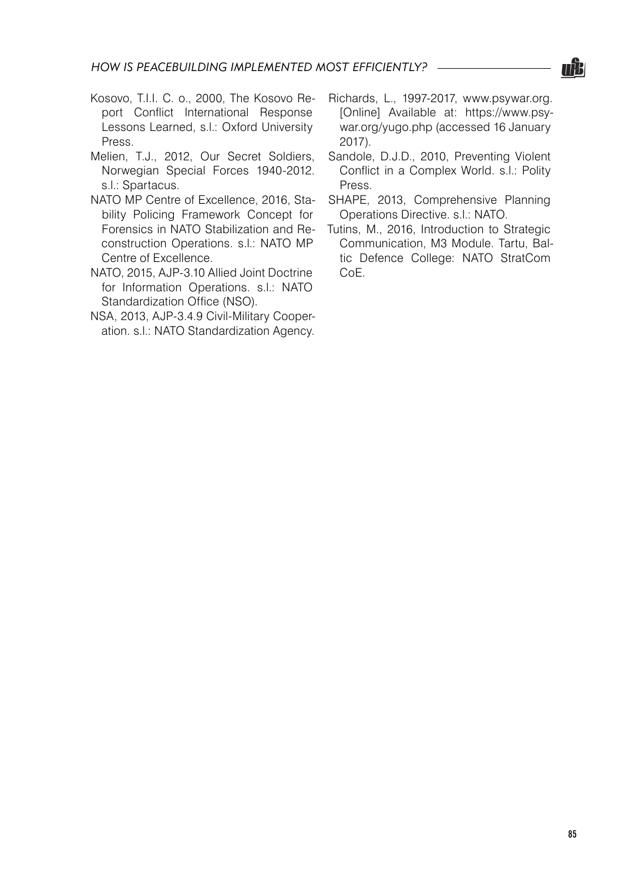Kosovo, T.I.I. C. o., 2000, The Kosovo Report Conflict International Response Lessons Learned, s.l.: Oxford University Press.

Melien, T.J., 2012, Our Secret Soldiers, Norwegian Special Forces 1940-2012. s.l.: Spartacus.

NATO MP Centre of Excellence, 2016, Stability Policing Framework Concept for Forensics in NATO Stabilization and Reconstruction Operations. s.l.: NATO MP Centre of Excellence.

NATO, 2015, AJP-3.10 Allied Joint Doctrine for Information Operations. s.l.: NATO Standardization Office (NSO).

NSA, 2013, AJP-3.4.9 Civil-Military Cooperation. s.l.: NATO Standardization Agency.

Richards, L., 1997-2017, www.psywar.org. [Online] Available at: https://www.psywar.org/yugo.php (accessed 16 January 2017).

Sandole, D.J.D., 2010, Preventing Violent Conflict in a Complex World. s.l.: Polity Press.

SHAPE, 2013, Comprehensive Planning Operations Directive. s.l.: NATO.

Tutins, M., 2016, Introduction to Strategic Communication, M3 Module. Tartu, Baltic Defence College: NATO StratCom CoE.